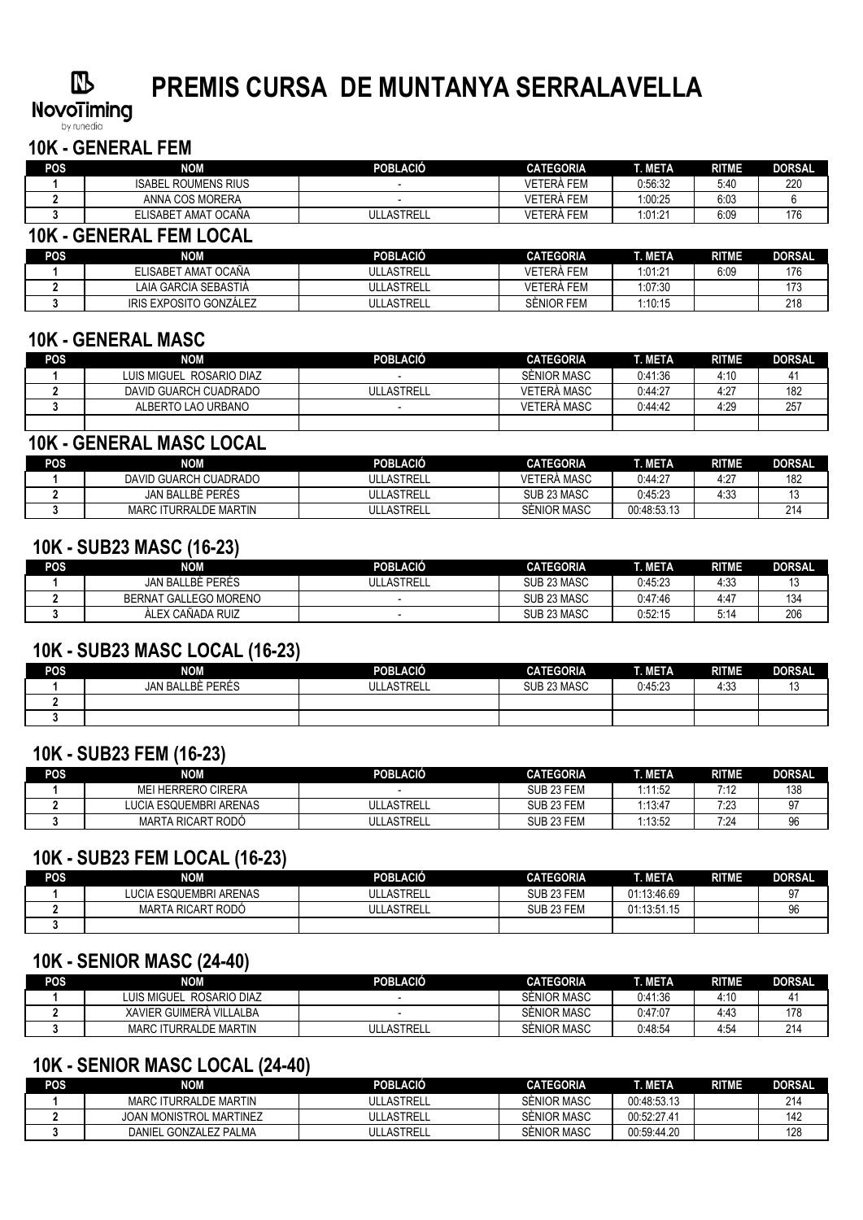# PREMIS CURSA DE MUNTANYA SERRALAVELLA

## 10K - GENERAL FEM

| POS | NOM | POBLACIÓ | CATEGORIA | T. META | RITME | DORSAL |
|---|---|---|---|---|---|---|
| 1 | ISABEL ROUMENS RIUS | - | VETERÀ FEM | 0:56:32 | 5:40 | 220 |
| 2 | ANNA COS MORERA | - | VETERÀ FEM | 1:00:25 | 6:03 | 6 |
| 3 | ELISABET AMAT OCAÑA | ULLASTRELL | VETERÀ FEM | 1:01:21 | 6:09 | 176 |

## 10K - GENERAL FEM LOCAL

| POS | NOM | POBLACIÓ | CATEGORIA | T. META | RITME | DORSAL |
|---|---|---|---|---|---|---|
| 1 | ELISABET AMAT OCAÑA | ULLASTRELL | VETERÀ FEM | 1:01:21 | 6:09 | 176 |
| 2 | LAIA GARCIA SEBASTIÀ | ULLASTRELL | VETERÀ FEM | 1:07:30 | | 173 |
| 3 | IRIS EXPOSITO GONZÁLEZ | ULLASTRELL | SÈNIOR FEM | 1:10:15 | | 218 |

## 10K - GENERAL MASC

| POS | NOM | POBLACIÓ | CATEGORIA | T. META | RITME | DORSAL |
|---|---|---|---|---|---|---|
| 1 | LUIS MIGUEL ROSARIO DIAZ | - | SÈNIOR MASC | 0:41:36 | 4:10 | 41 |
| 2 | DAVID GUARCH CUADRADO | ULLASTRELL | VETERÀ MASC | 0:44:27 | 4:27 | 182 |
| 3 | ALBERTO LAO URBANO | - | VETERÀ MASC | 0:44:42 | 4:29 | 257 |
| | | | | | | |

## 10K - GENERAL MASC LOCAL

| POS | NOM | POBLACIÓ | CATEGORIA | T. META | RITME | DORSAL |
|---|---|---|---|---|---|---|
| 1 | DAVID GUARCH CUADRADO | ULLASTRELL | VETERÀ MASC | 0:44:27 | 4:27 | 182 |
| 2 | JAN BALLBÈ PERÉS | ULLASTRELL | SUB 23 MASC | 0:45:23 | 4:33 | 13 |
| 3 | MARC ITURRALDE MARTIN | ULLASTRELL | SÈNIOR MASC | 00:48:53.13 | | 214 |

## 10K - SUB23 MASC (16-23)

| POS | NOM | POBLACIÓ | CATEGORIA | T. META | RITME | DORSAL |
|---|---|---|---|---|---|---|
| 1 | JAN BALLBÈ PERÉS | ULLASTRELL | SUB 23 MASC | 0:45:23 | 4:33 | 13 |
| 2 | BERNAT GALLEGO MORENO | - | SUB 23 MASC | 0:47:46 | 4:47 | 134 |
| 3 | ÀLEX CAÑADA RUIZ | - | SUB 23 MASC | 0:52:15 | 5:14 | 206 |

## 10K - SUB23 MASC LOCAL (16-23)

| POS | NOM | POBLACIÓ | CATEGORIA | T. META | RITME | DORSAL |
|---|---|---|---|---|---|---|
| 1 | JAN BALLBÈ PERÉS | ULLASTRELL | SUB 23 MASC | 0:45:23 | 4:33 | 13 |
| 2 | | | | | | |
| 3 | | | | | | |

## 10K - SUB23 FEM (16-23)

| POS | NOM | POBLACIÓ | CATEGORIA | T. META | RITME | DORSAL |
|---|---|---|---|---|---|---|
| 1 | MEI HERRERO CIRERA | - | SUB 23 FEM | 1:11:52 | 7:12 | 138 |
| 2 | LUCIA ESQUEMBRI ARENAS | ULLASTRELL | SUB 23 FEM | 1:13:47 | 7:23 | 97 |
| 3 | MARTA RICART RODÓ | ULLASTRELL | SUB 23 FEM | 1:13:52 | 7:24 | 96 |

## 10K - SUB23 FEM LOCAL (16-23)

| POS | NOM | POBLACIÓ | CATEGORIA | T. META | RITME | DORSAL |
|---|---|---|---|---|---|---|
| 1 | LUCIA ESQUEMBRI ARENAS | ULLASTRELL | SUB 23 FEM | 01:13:46.69 | | 97 |
| 2 | MARTA RICART RODÓ | ULLASTRELL | SUB 23 FEM | 01:13:51.15 | | 96 |
| 3 | | | | | | |

## 10K - SENIOR MASC (24-40)

| POS | NOM | POBLACIÓ | CATEGORIA | T. META | RITME | DORSAL |
|---|---|---|---|---|---|---|
| 1 | LUIS MIGUEL ROSARIO DIAZ | - | SÈNIOR MASC | 0:41:36 | 4:10 | 41 |
| 2 | XAVIER GUIMERÀ VILLALBA | - | SÈNIOR MASC | 0:47:07 | 4:43 | 178 |
| 3 | MARC ITURRALDE MARTIN | ULLASTRELL | SÈNIOR MASC | 0:48:54 | 4:54 | 214 |

## 10K - SENIOR MASC LOCAL (24-40)

| POS | NOM | POBLACIÓ | CATEGORIA | T. META | RITME | DORSAL |
|---|---|---|---|---|---|---|
| 1 | MARC ITURRALDE MARTIN | ULLASTRELL | SÈNIOR MASC | 00:48:53.13 | | 214 |
| 2 | JOAN MONISTROL MARTINEZ | ULLASTRELL | SÈNIOR MASC | 00:52:27.41 | | 142 |
| 3 | DANIEL GONZALEZ PALMA | ULLASTRELL | SÈNIOR MASC | 00:59:44.20 | | 128 |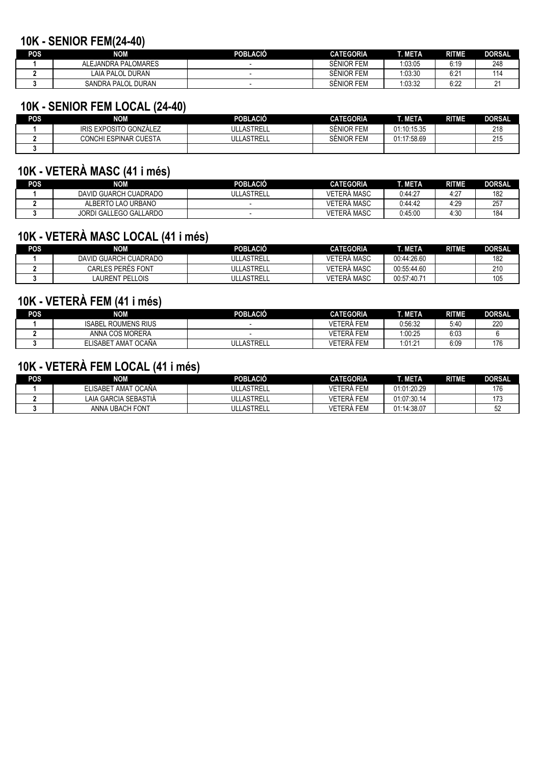## 10K - SENIOR FEM(24-40)

| POS | NOM | POBLACIÓ | CATEGORIA | T. META | RITME | DORSAL |
|---|---|---|---|---|---|---|
| 1 | ALEJANDRA PALOMARES | - | SÈNIOR FEM | 1:03:05 | 6:19 | 248 |
| 2 | LAIA PALOL DURAN | - | SÈNIOR FEM | 1:03:30 | 6:21 | 114 |
| 3 | SANDRA PALOL DURAN | - | SÈNIOR FEM | 1:03:32 | 6:22 | 21 |

## 10K - SENIOR FEM LOCAL (24-40)

| POS | NOM | POBLACIÓ | CATEGORIA | T. META | RITME | DORSAL |
|---|---|---|---|---|---|---|
| 1 | IRIS EXPOSITO GONZÁLEZ | ULLASTRELL | SÈNIOR FEM | 01:10:15.35 | | 218 |
| 2 | CONCHI ESPINAR CUESTA | ULLASTRELL | SÈNIOR FEM | 01:17:58.69 | | 215 |
| 3 | | | | | | |

## 10K - VETERÀ MASC (41 i més)

| POS | NOM | POBLACIÓ | CATEGORIA | T. META | RITME | DORSAL |
|---|---|---|---|---|---|---|
| 1 | DAVID GUARCH CUADRADO | ULLASTRELL | VETERÀ MASC | 0:44:27 | 4:27 | 182 |
| 2 | ALBERTO LAO URBANO | - | VETERÀ MASC | 0:44:42 | 4:29 | 257 |
| 3 | JORDI GALLEGO GALLARDO | - | VETERÀ MASC | 0:45:00 | 4:30 | 184 |

## 10K - VETERÀ MASC LOCAL (41 i més)

| POS | NOM | POBLACIÓ | CATEGORIA | T. META | RITME | DORSAL |
|---|---|---|---|---|---|---|
| 1 | DAVID GUARCH CUADRADO | ULLASTRELL | VETERÀ MASC | 00:44:26.60 | | 182 |
| 2 | CARLES PERÉS FONT | ULLASTRELL | VETERÀ MASC | 00:55:44.60 | | 210 |
| 3 | LAURENT PELLOIS | ULLASTRELL | VETERÀ MASC | 00:57:40.71 | | 105 |

## 10K - VETERÀ FEM (41 i més)

| POS | NOM | POBLACIÓ | CATEGORIA | T. META | RITME | DORSAL |
|---|---|---|---|---|---|---|
| 1 | ISABEL ROUMENS RIUS | - | VETERÀ FEM | 0:56:32 | 5:40 | 220 |
| 2 | ANNA COS MORERA | - | VETERÀ FEM | 1:00:25 | 6:03 | 6 |
| 3 | ELISABET AMAT OCAÑA | ULLASTRELL | VETERÀ FEM | 1:01:21 | 6:09 | 176 |

## 10K - VETERÀ FEM LOCAL (41 i més)

| POS | NOM | POBLACIÓ | CATEGORIA | T. META | RITME | DORSAL |
|---|---|---|---|---|---|---|
| 1 | ELISABET AMAT OCAÑA | ULLASTRELL | VETERÀ FEM | 01:01:20.29 | | 176 |
| 2 | LAIA GARCIA SEBASTIÀ | ULLASTRELL | VETERÀ FEM | 01:07:30.14 | | 173 |
| 3 | ANNA UBACH FONT | ULLASTRELL | VETERÀ FEM | 01:14:38.07 | | 52 |